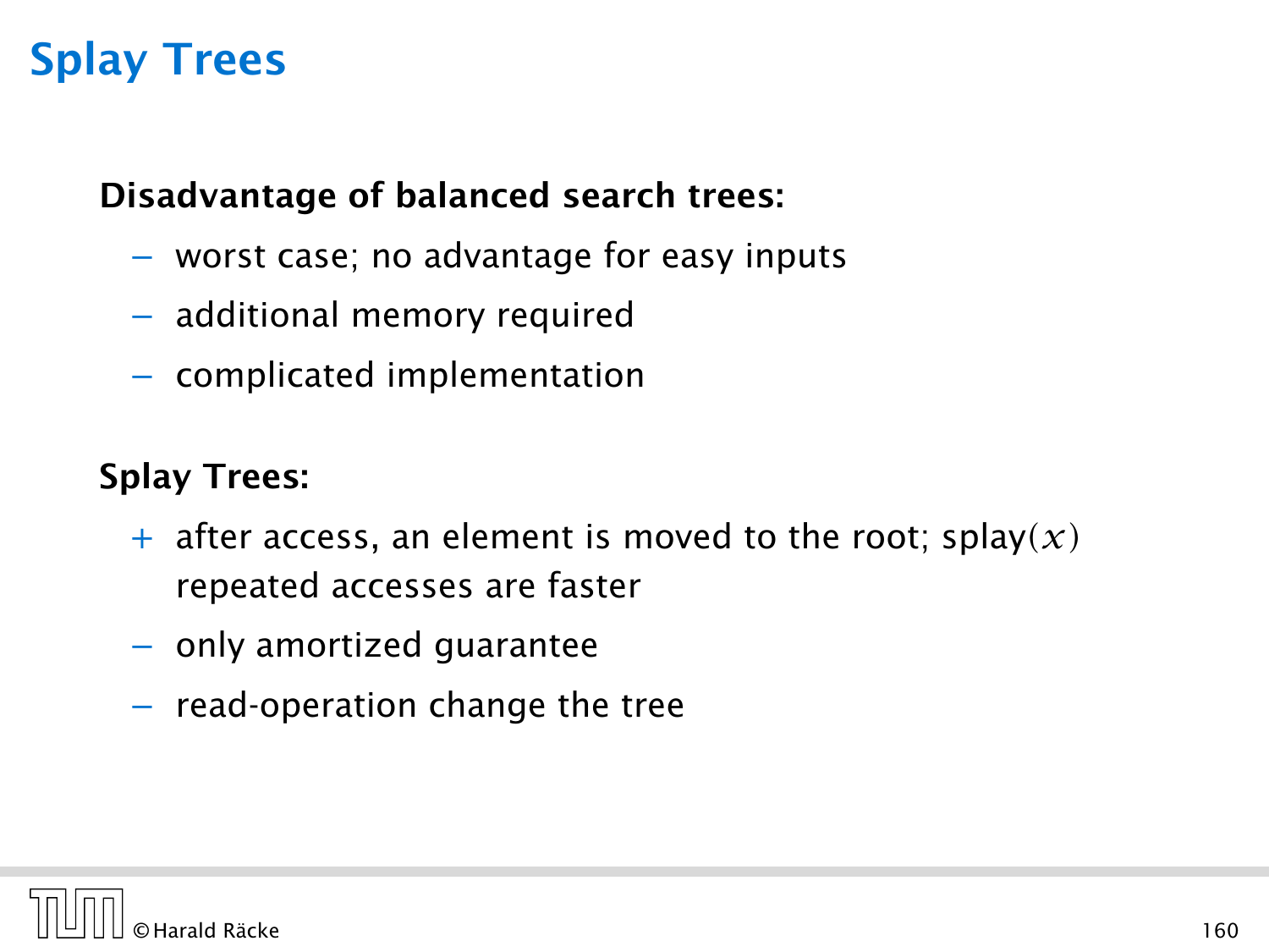# Splay Trees

**Disadvantage of balanced search trees:**

- worst case; no advantage for easy inputs
- additional memory required
- complicated implementation

**Splay Trees:**

+ after access, an element is moved to the root; splay$(x)$ repeated accesses are faster
- only amortized guarantee
- read-operation change the tree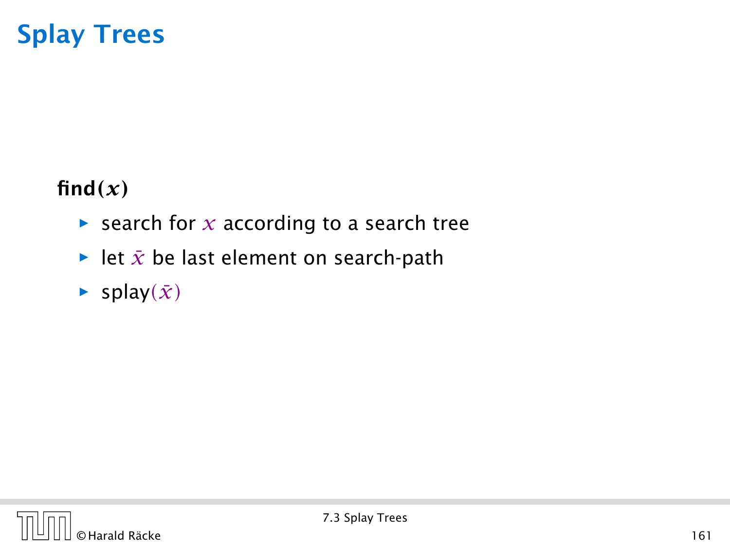# Splay Trees

**find($x$)**

- search for $x$ according to a search tree
- let $\bar{x}$ be last element on search-path
- splay($\bar{x}$)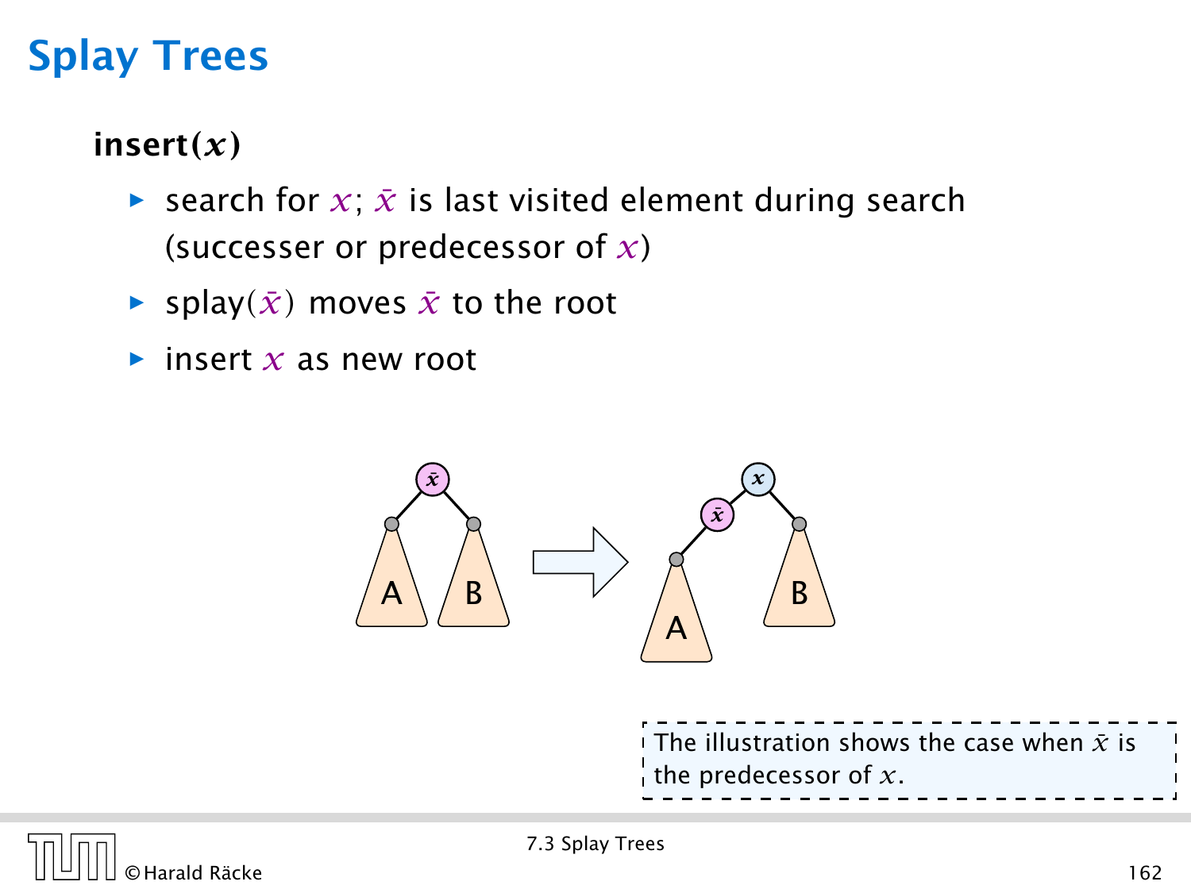# Splay Trees

**insert($x$)**

- search for $x$; $\bar{x}$ is last visited element during search (successer or predecessor of $x$)
- splay($\bar{x}$) moves $\bar{x}$ to the root
- insert $x$ as new root

The illustration shows the case when $\bar{x}$ is the predecessor of $x$.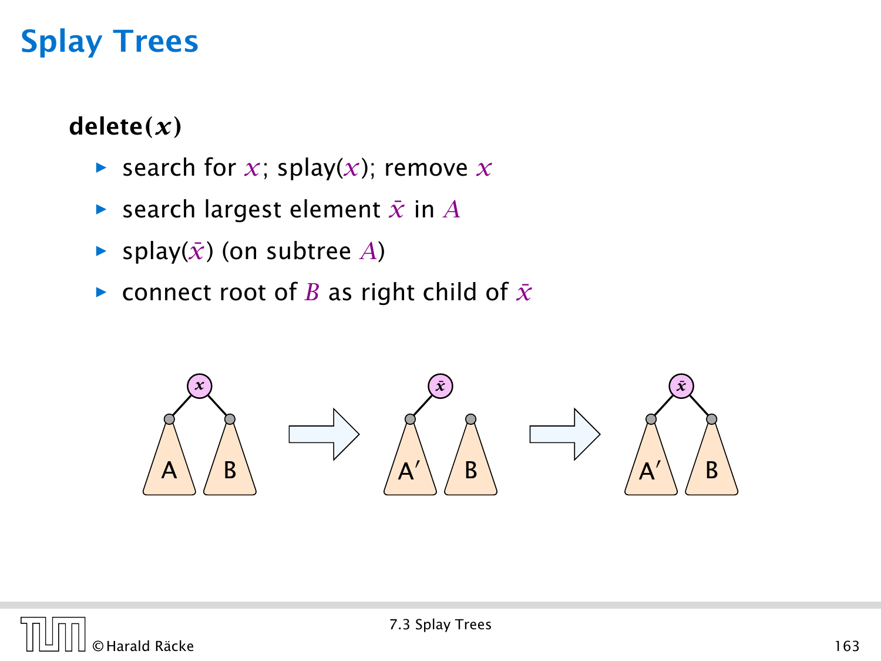# Splay Trees

**delete($x$)**

- search for $x$; splay($x$); remove $x$
- search largest element $\bar{x}$ in $A$
- splay($\bar{x}$) (on subtree $A$)
- connect root of $B$ as right child of $\bar{x}$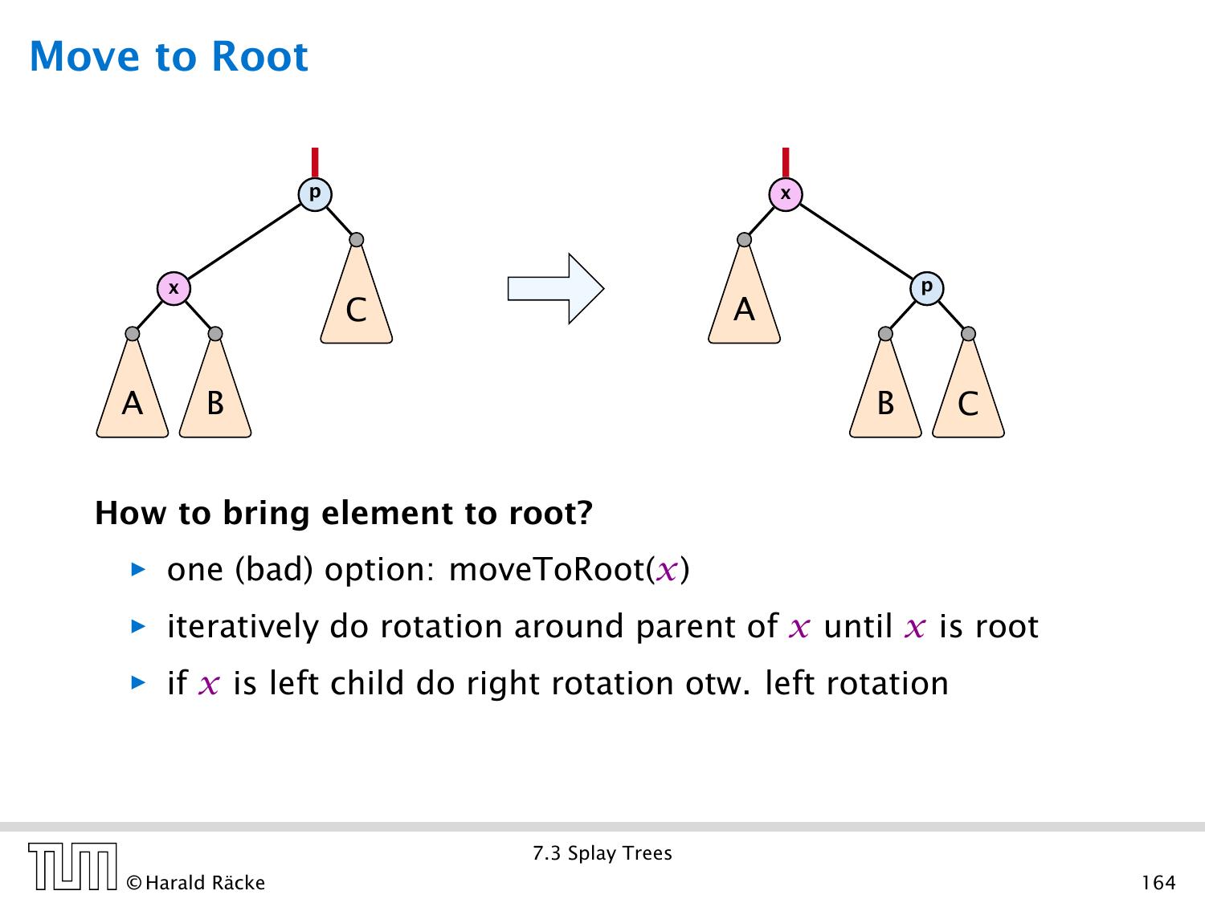# Move to Root

**How to bring element to root?**

- one (bad) option: moveToRoot($x$)
- iteratively do rotation around parent of $x$ until $x$ is root
- if $x$ is left child do right rotation otw. left rotation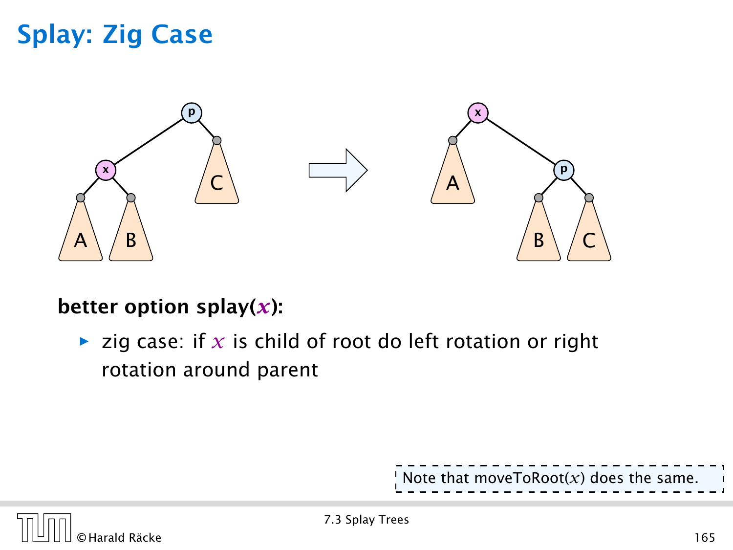# Splay: Zig Case

**better option splay($x$):**

- zig case: if $x$ is child of root do left rotation or right rotation around parent

Note that moveToRoot($x$) does the same.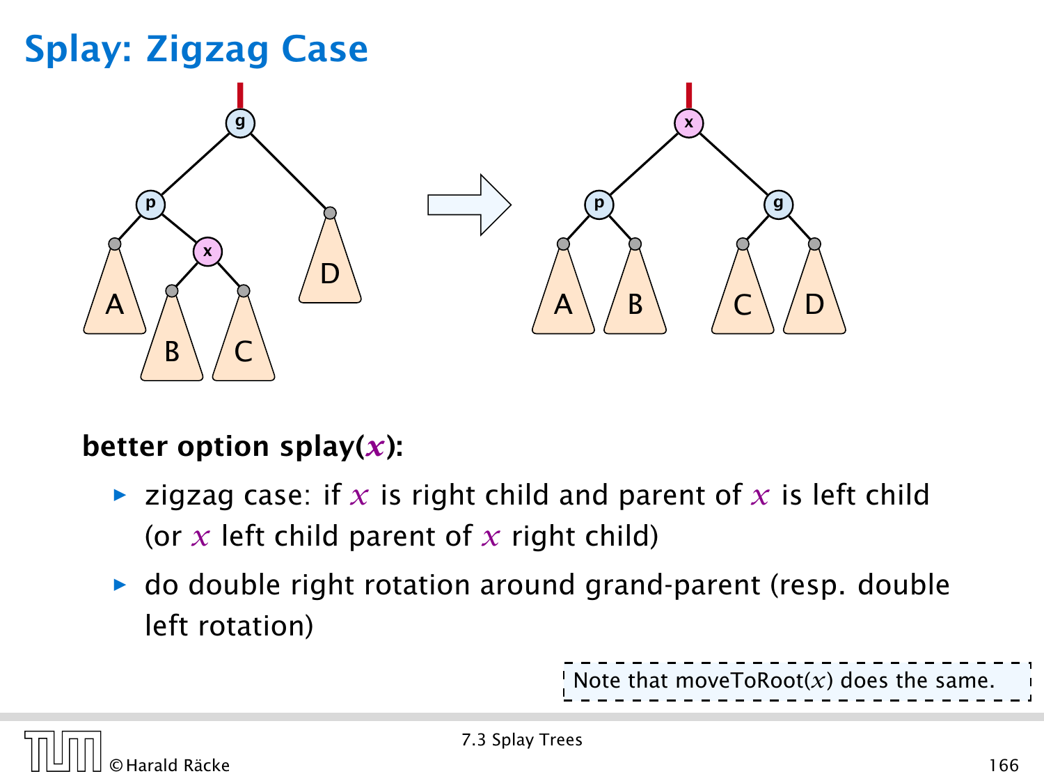# Splay: Zigzag Case

**better option splay($x$):**

- zigzag case: if $x$ is right child and parent of $x$ is left child (or $x$ left child parent of $x$ right child)
- do double right rotation around grand-parent (resp. double left rotation)

Note that moveToRoot($x$) does the same.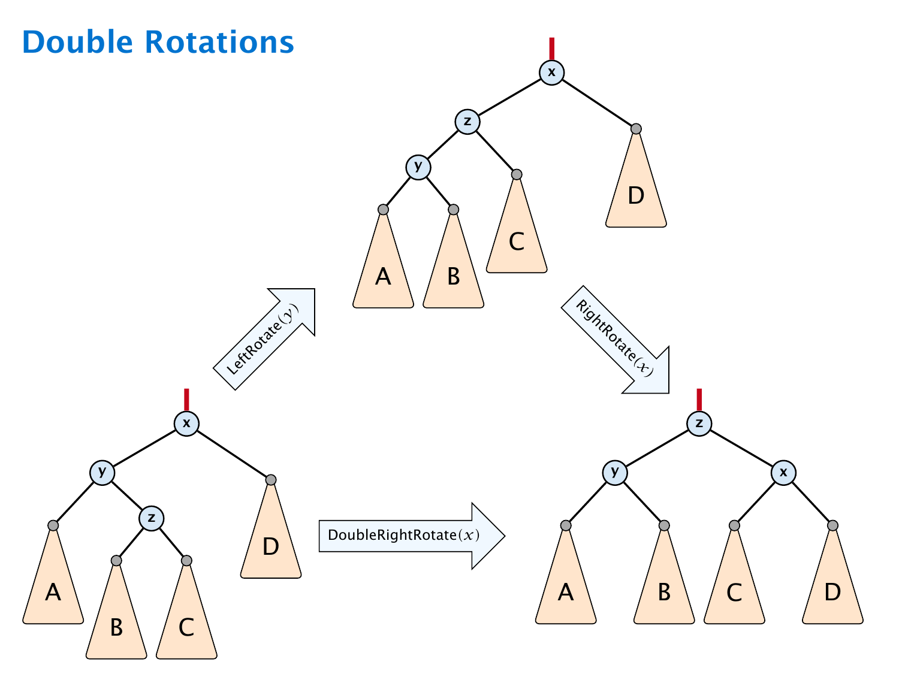# Double Rotations

LeftRotate($y$)

RightRotate($x$)

DoubleRightRotate($x$)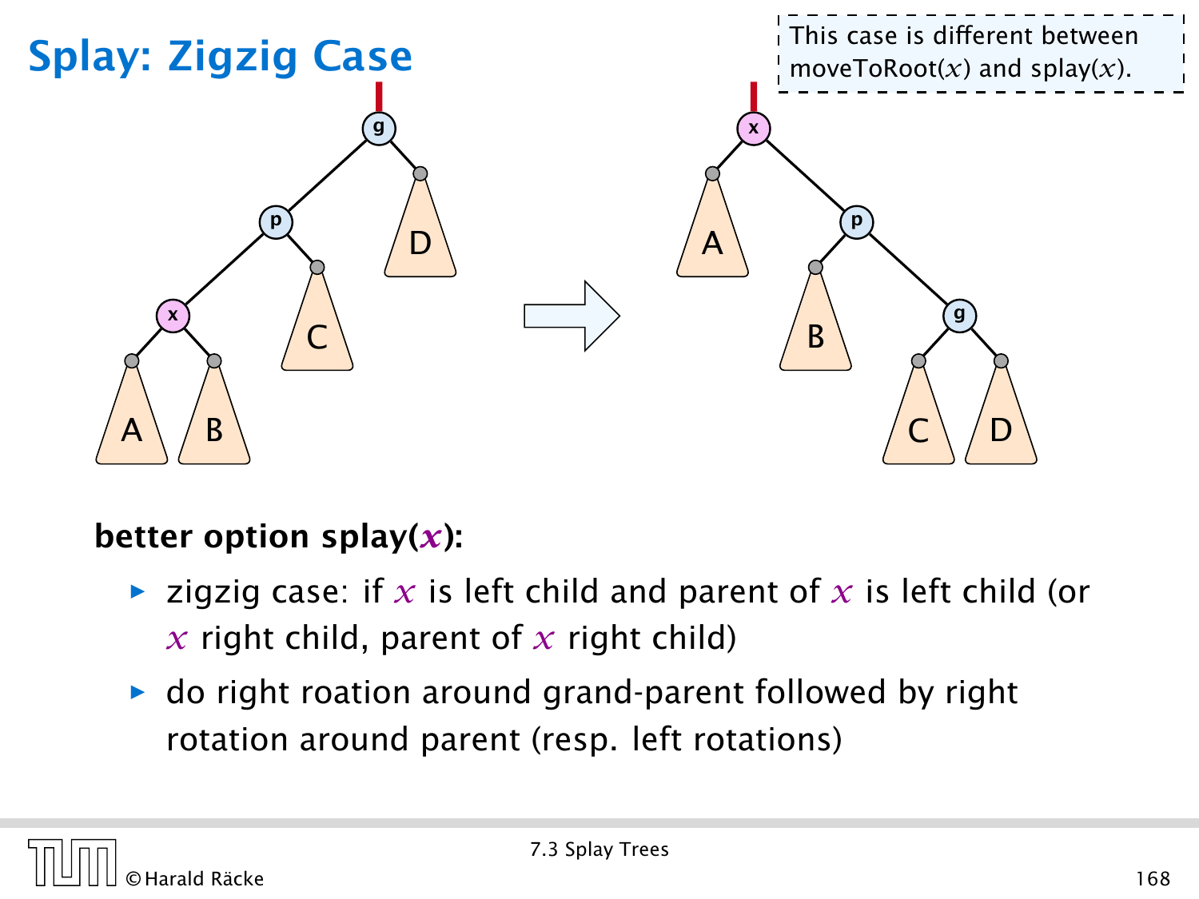# Splay: Zigzig Case

This case is different between moveToRoot($x$) and splay($x$).

**better option splay($x$):**

- zigzig case: if $x$ is left child and parent of $x$ is left child (or $x$ right child, parent of $x$ right child)
- do right roation around grand-parent followed by right rotation around parent (resp. left rotations)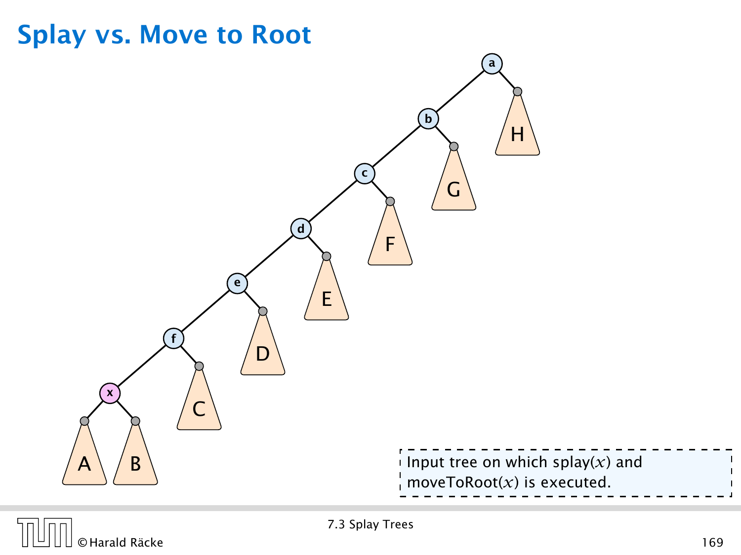# Splay vs. Move to Root

Input tree on which splay($x$) and moveToRoot($x$) is executed.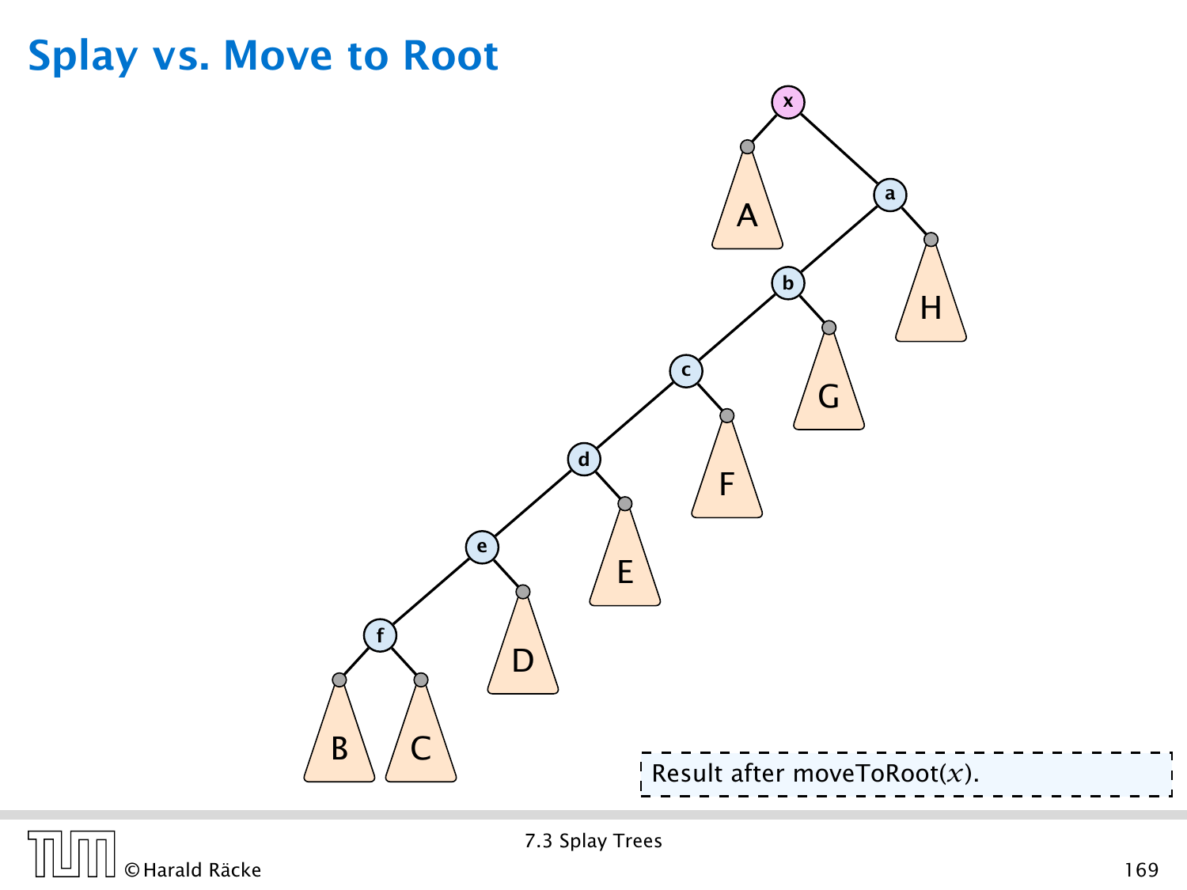# Splay vs. Move to Root

Result after moveToRoot($x$).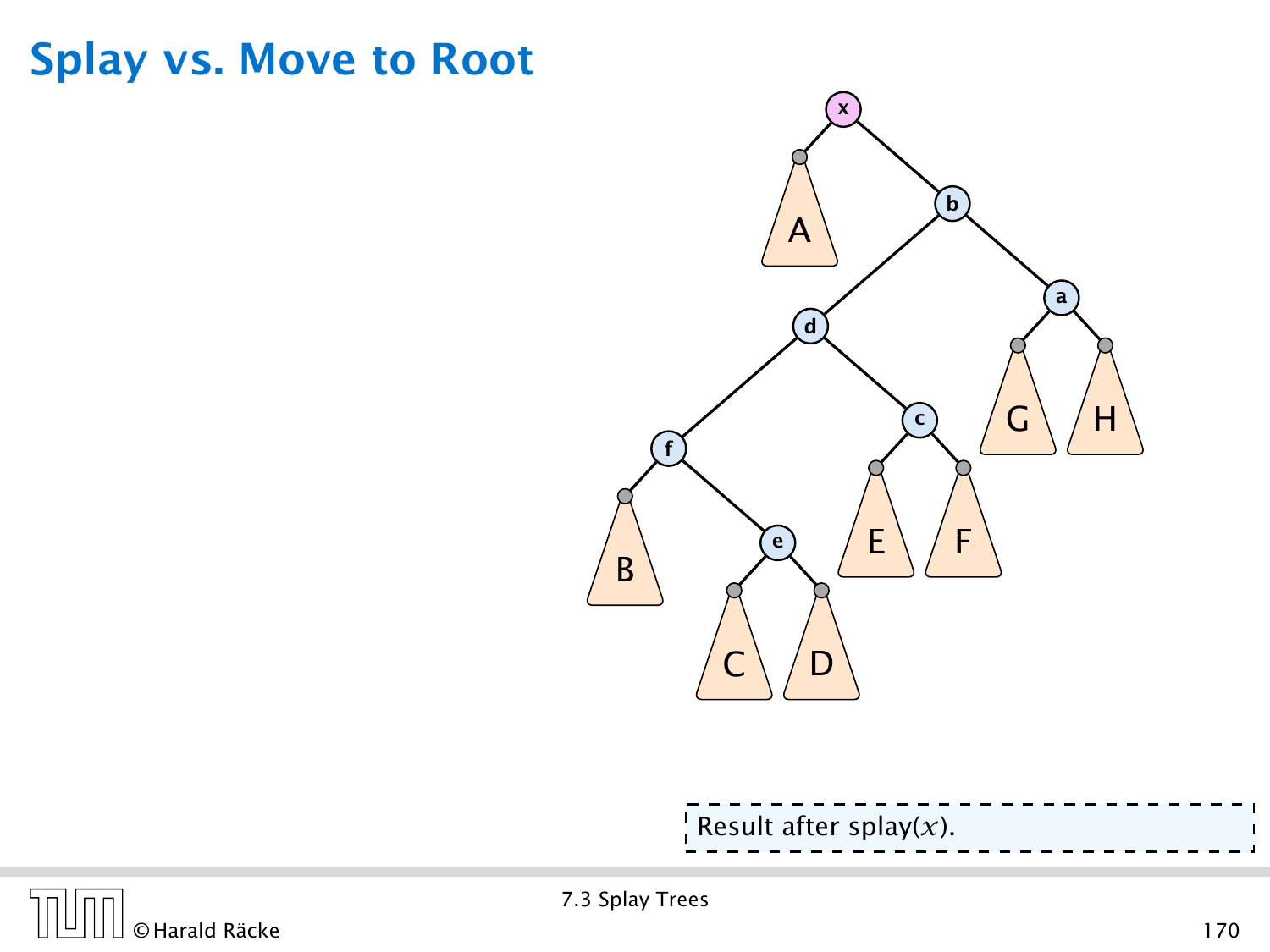# Splay vs. Move to Root

Result after splay($x$).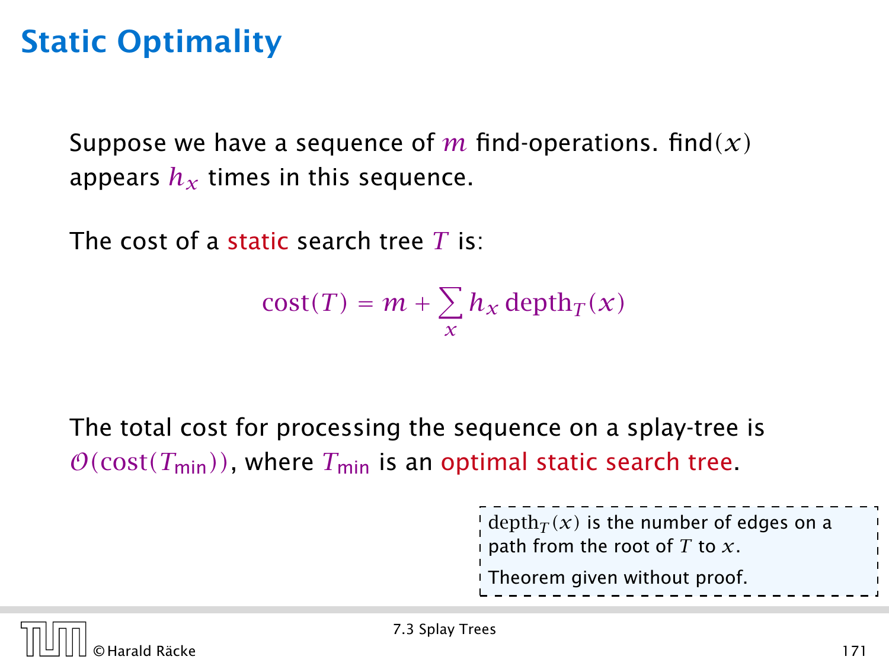# Static Optimality

Suppose we have a sequence of $m$ find-operations. find$(x)$ appears $h_x$ times in this sequence.

The cost of a static search tree $T$ is:

$$\text{cost}(T) = m + \sum_x h_x \, \text{depth}_T(x)$$

The total cost for processing the sequence on a splay-tree is $\mathcal{O}(\text{cost}(T_{\text{min}}))$, where $T_{\text{min}}$ is an optimal static search tree.

$\text{depth}_T(x)$ is the number of edges on a path from the root of $T$ to $x$.

Theorem given without proof.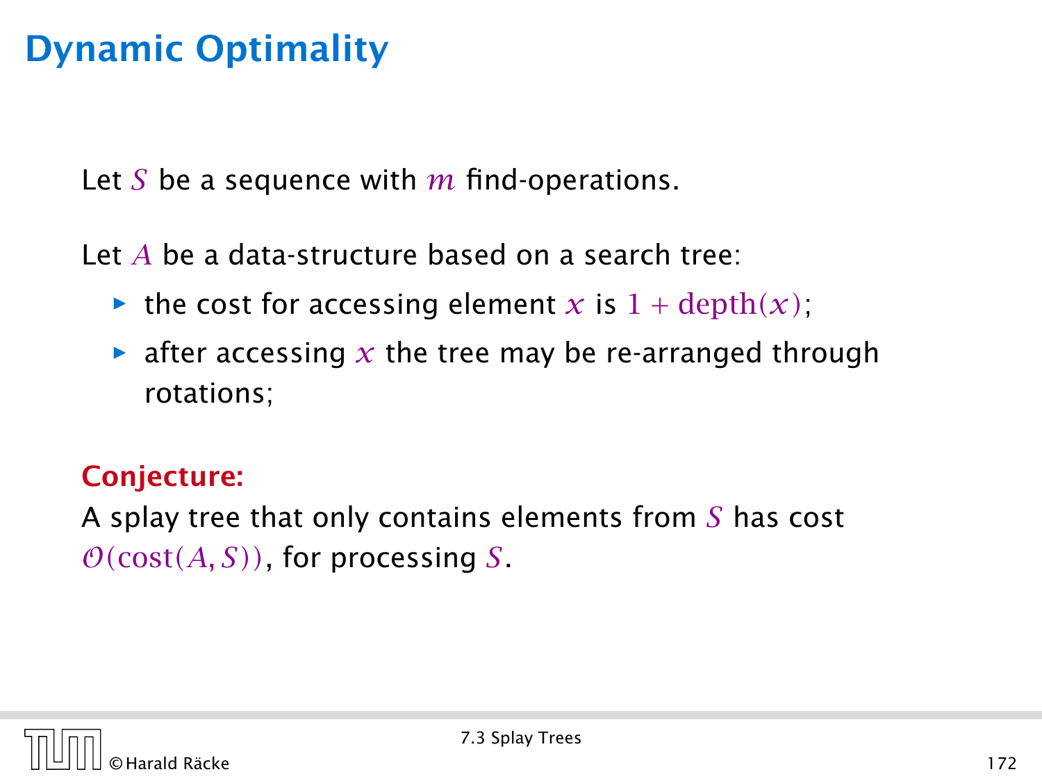# Dynamic Optimality

Let $S$ be a sequence with $m$ find-operations.

Let $A$ be a data-structure based on a search tree:

- the cost for accessing element $x$ is $1 + \text{depth}(x)$;
- after accessing $x$ the tree may be re-arranged through rotations;

**Conjecture:**

A splay tree that only contains elements from $S$ has cost $\mathcal{O}(\text{cost}(A, S))$, for processing $S$.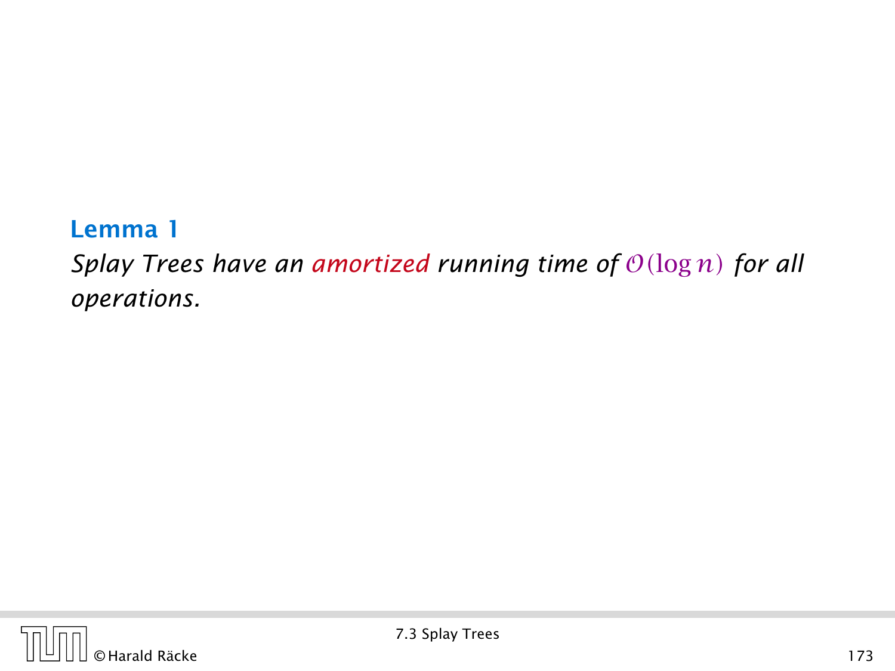**Lemma 1**

*Splay Trees have an amortized running time of $\mathcal{O}(\log n)$ for all operations.*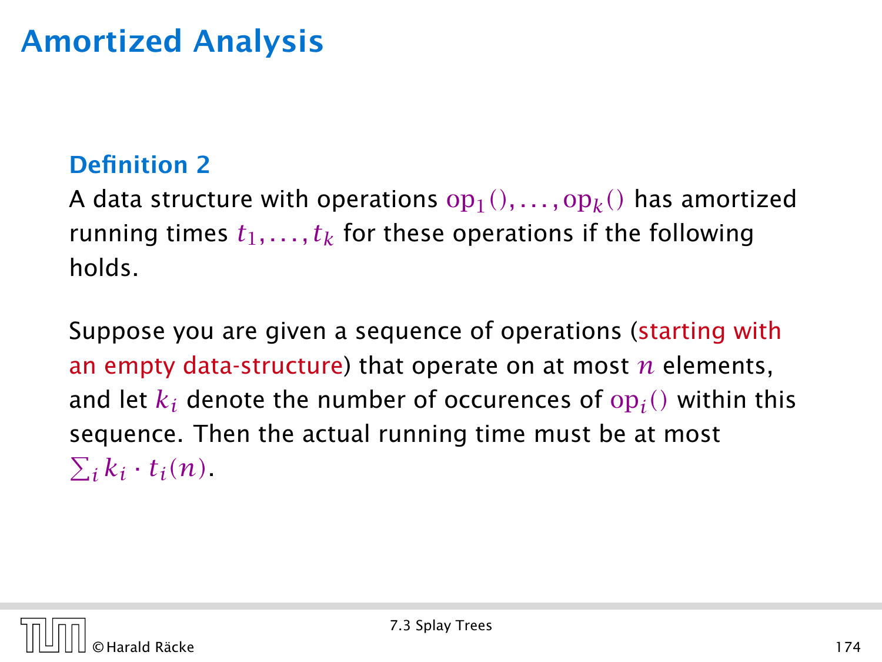# Amortized Analysis

**Definition 2**

A data structure with operations $\mathrm{op}_1(), \dots, \mathrm{op}_k()$ has amortized running times $t_1, \dots, t_k$ for these operations if the following holds.

Suppose you are given a sequence of operations (starting with an empty data-structure) that operate on at most $n$ elements, and let $k_i$ denote the number of occurences of $\mathrm{op}_i()$ within this sequence. Then the actual running time must be at most $\sum_i k_i \cdot t_i(n)$.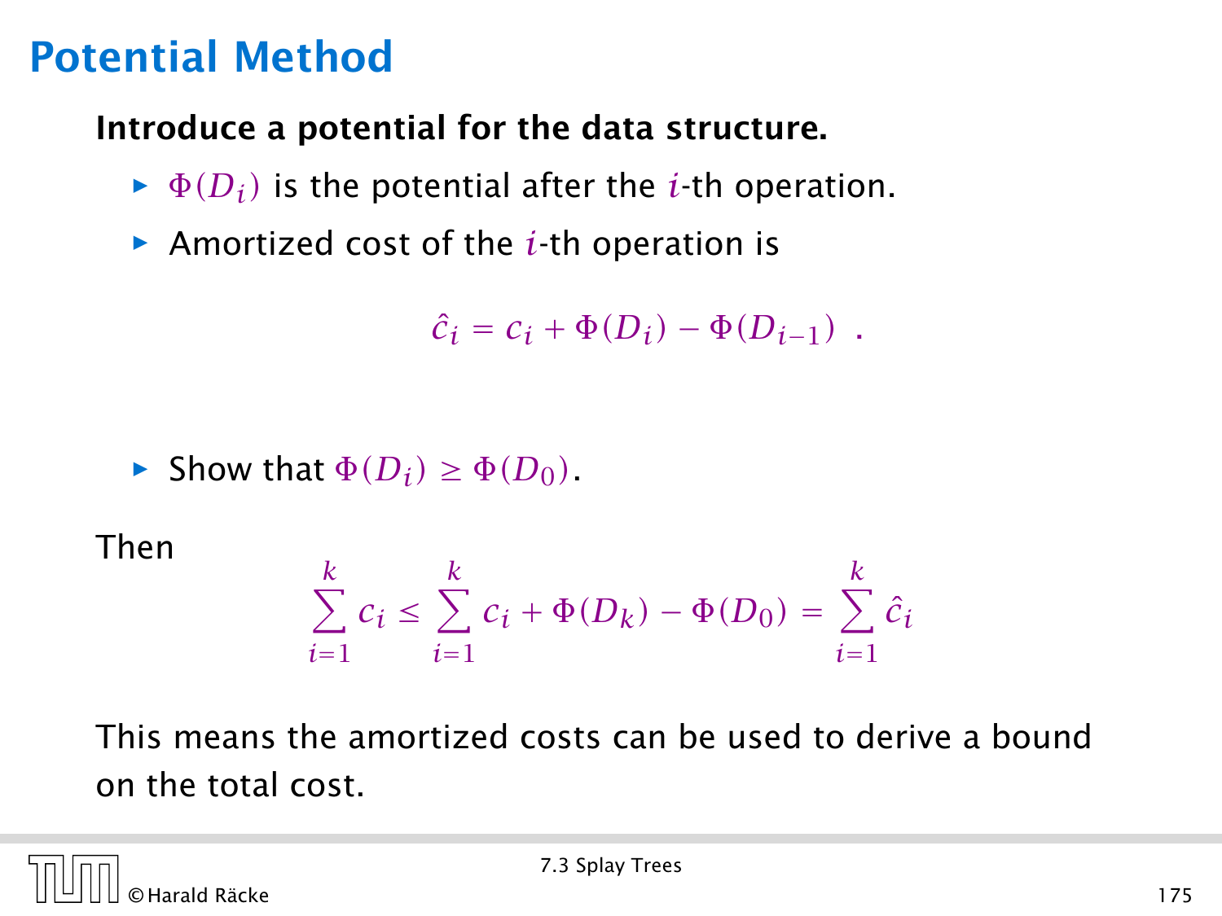# Potential Method

**Introduce a potential for the data structure.**

- $\Phi(D_i)$ is the potential after the $i$-th operation.
- Amortized cost of the $i$-th operation is

$$\hat{c}_i = c_i + \Phi(D_i) - \Phi(D_{i-1}) \ .$$

- Show that $\Phi(D_i) \geq \Phi(D_0)$.

Then

$$\sum_{i=1}^{k} c_i \leq \sum_{i=1}^{k} c_i + \Phi(D_k) - \Phi(D_0) = \sum_{i=1}^{k} \hat{c}_i$$

This means the amortized costs can be used to derive a bound on the total cost.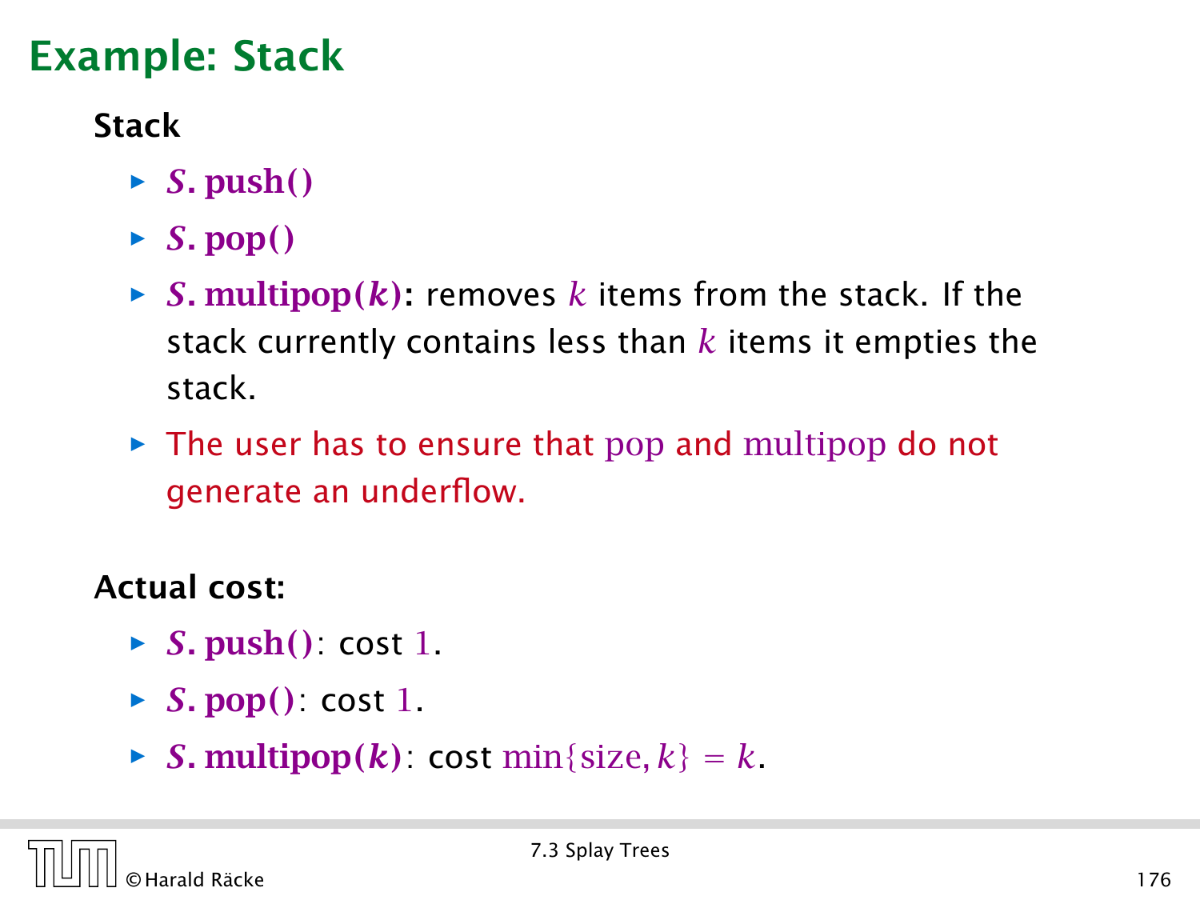# Example: Stack

**Stack**

- $S.\mathbf{push}()$
- $S.\mathbf{pop}()$
- $S.\mathbf{multipop}(k)$: removes $k$ items from the stack. If the stack currently contains less than $k$ items it empties the stack.
- The user has to ensure that pop and multipop do not generate an underflow.

**Actual cost:**

- $S.\mathbf{push}()$: cost $1$.
- $S.\mathbf{pop}()$: cost $1$.
- $S.\mathbf{multipop}(k)$: cost $\min\{\text{size}, k\} = k$.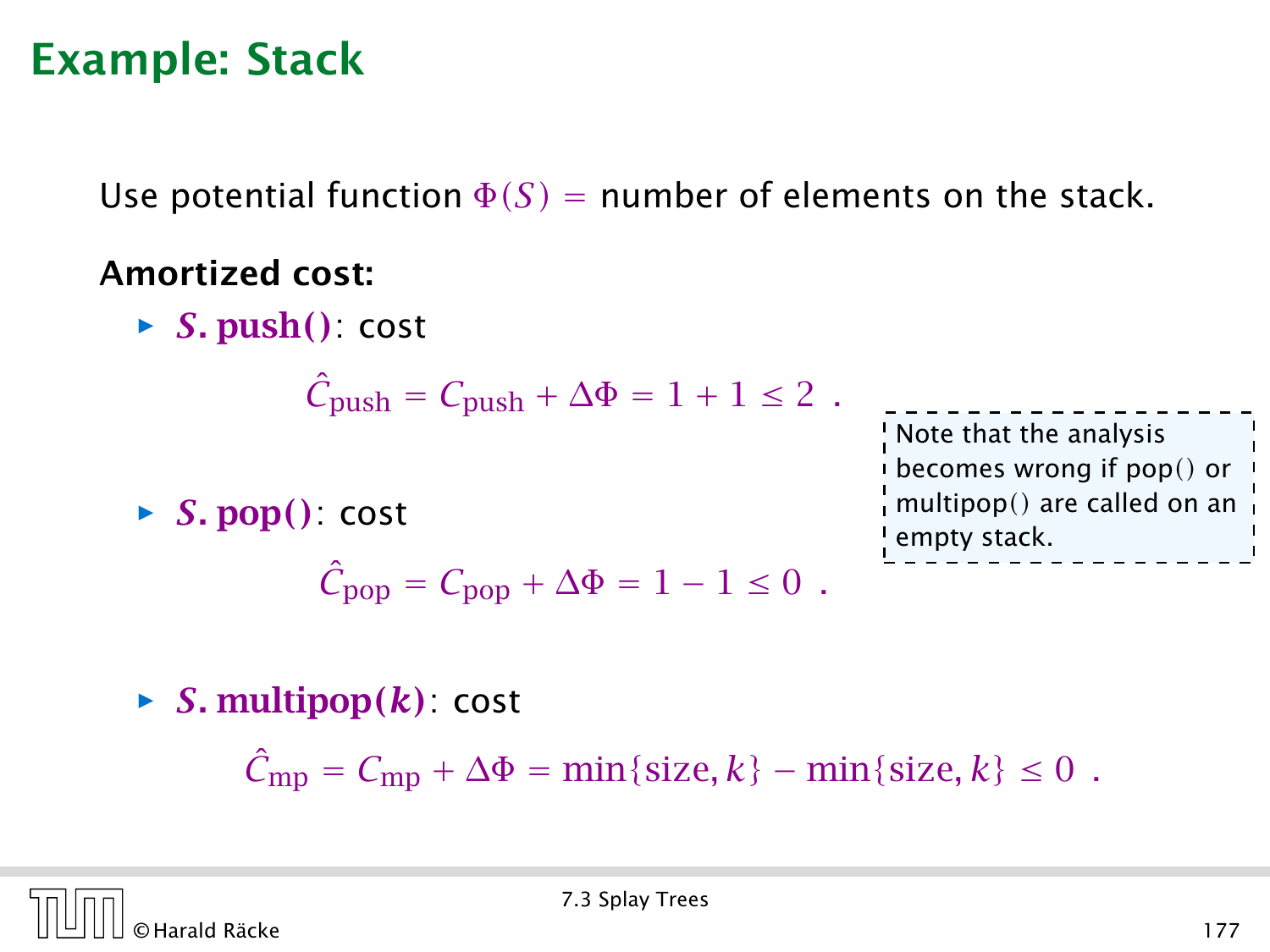# Example: Stack

Use potential function $\Phi(S)$ = number of elements on the stack.

**Amortized cost:**

- $\boldsymbol{S.\text{push}()}$: cost

$$\hat{C}_{\text{push}} = C_{\text{push}} + \Delta\Phi = 1 + 1 \le 2 \ .$$

- $\boldsymbol{S.\text{pop}()}$: cost

$$\hat{C}_{\text{pop}} = C_{\text{pop}} + \Delta\Phi = 1 - 1 \le 0 \ .$$

- $\boldsymbol{S.\text{multipop}(k)}$: cost

$$\hat{C}_{\text{mp}} = C_{\text{mp}} + \Delta\Phi = \min\{\text{size}, k\} - \min\{\text{size}, k\} \le 0 \ .$$

Note that the analysis becomes wrong if pop() or multipop() are called on an empty stack.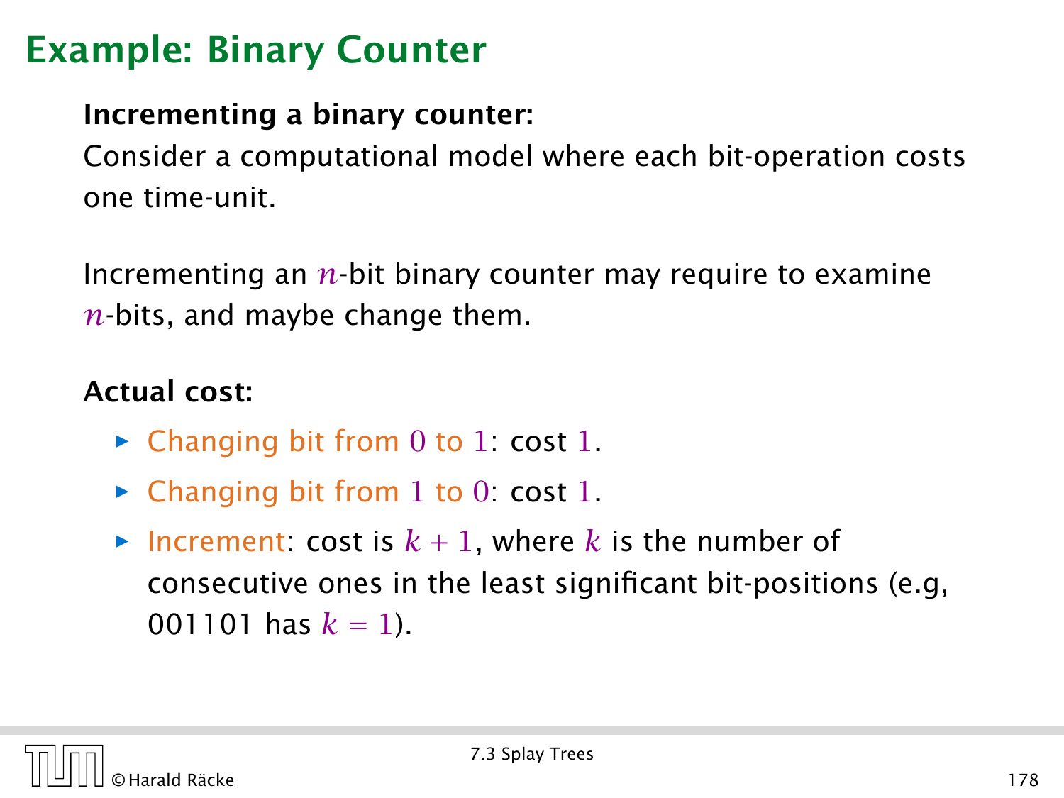# Example: Binary Counter

**Incrementing a binary counter:**

Consider a computational model where each bit-operation costs one time-unit.

Incrementing an $n$-bit binary counter may require to examine $n$-bits, and maybe change them.

**Actual cost:**

- Changing bit from $0$ to $1$: cost $1$.
- Changing bit from $1$ to $0$: cost $1$.
- Increment: cost is $k + 1$, where $k$ is the number of consecutive ones in the least significant bit-positions (e.g, 001101 has $k = 1$).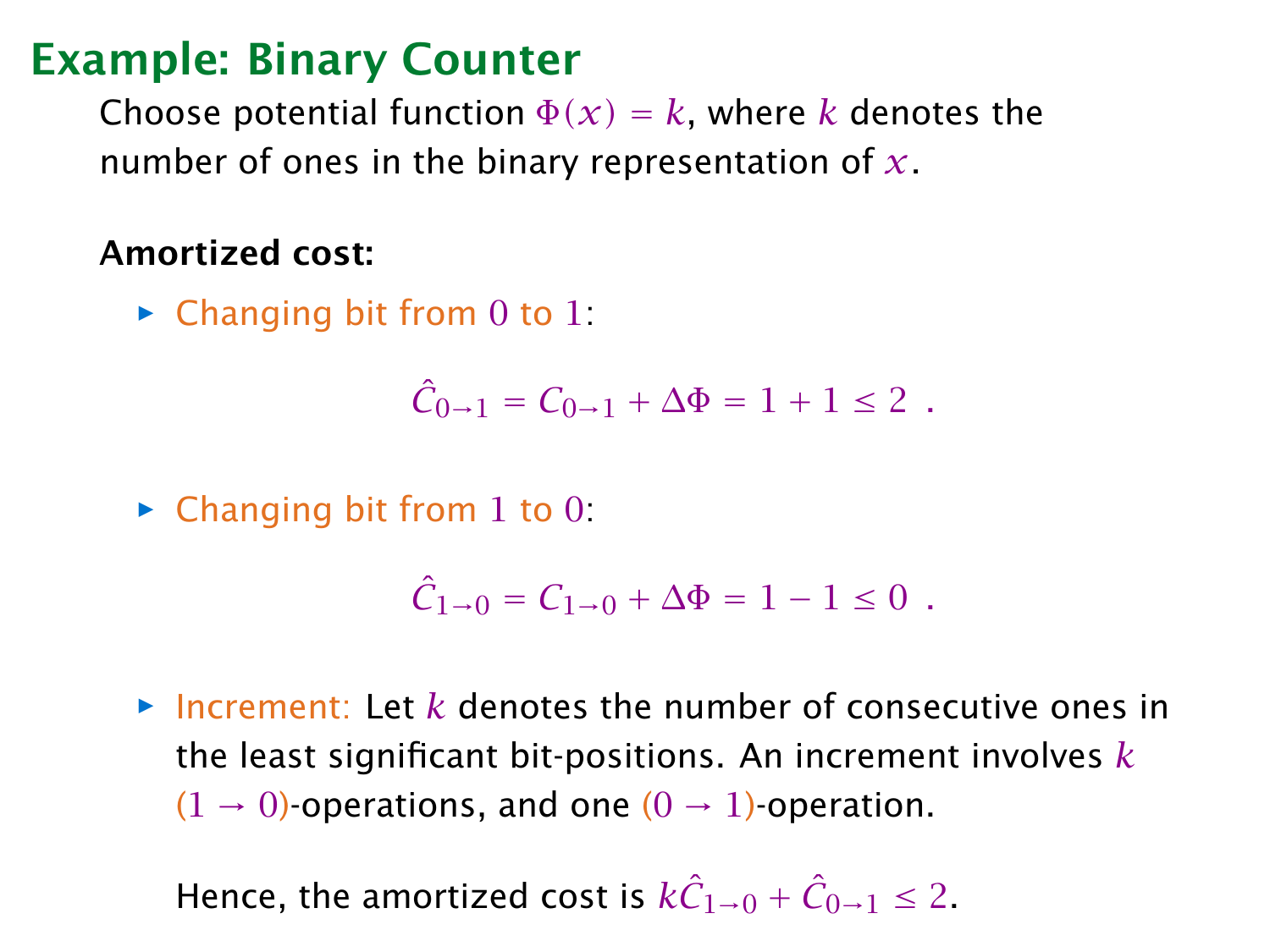## Example: Binary Counter

Choose potential function $\Phi(x) = k$, where $k$ denotes the number of ones in the binary representation of $x$.

**Amortized cost:**

- Changing bit from $0$ to $1$:

$$\hat{C}_{0\to 1} = C_{0\to 1} + \Delta\Phi = 1 + 1 \leq 2 \ .$$

- Changing bit from $1$ to $0$:

$$\hat{C}_{1\to 0} = C_{1\to 0} + \Delta\Phi = 1 - 1 \leq 0 \ .$$

- Increment: Let $k$ denotes the number of consecutive ones in the least significant bit-positions. An increment involves $k$ $(1 \to 0)$-operations, and one $(0 \to 1)$-operation.

  Hence, the amortized cost is $k\hat{C}_{1\to 0} + \hat{C}_{0\to 1} \leq 2$.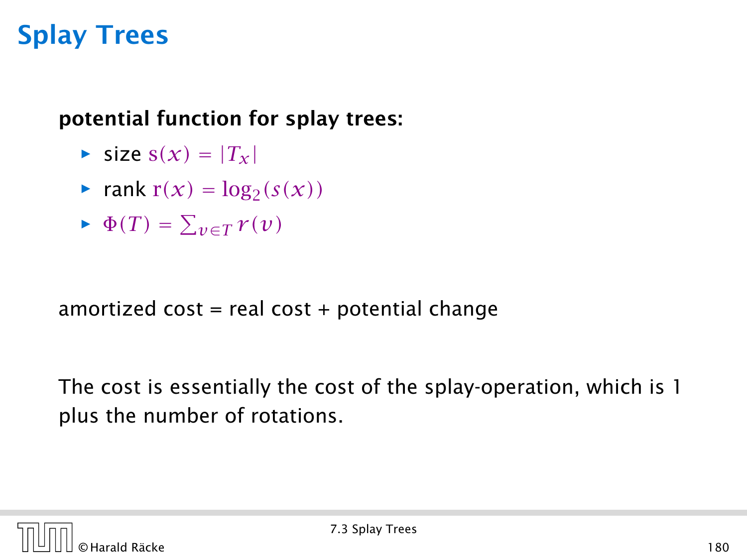# Splay Trees

**potential function for splay trees:**

- size $s(x) = |T_x|$
- rank $r(x) = \log_2(s(x))$
- $\Phi(T) = \sum_{v \in T} r(v)$

amortized cost = real cost + potential change

The cost is essentially the cost of the splay-operation, which is 1 plus the number of rotations.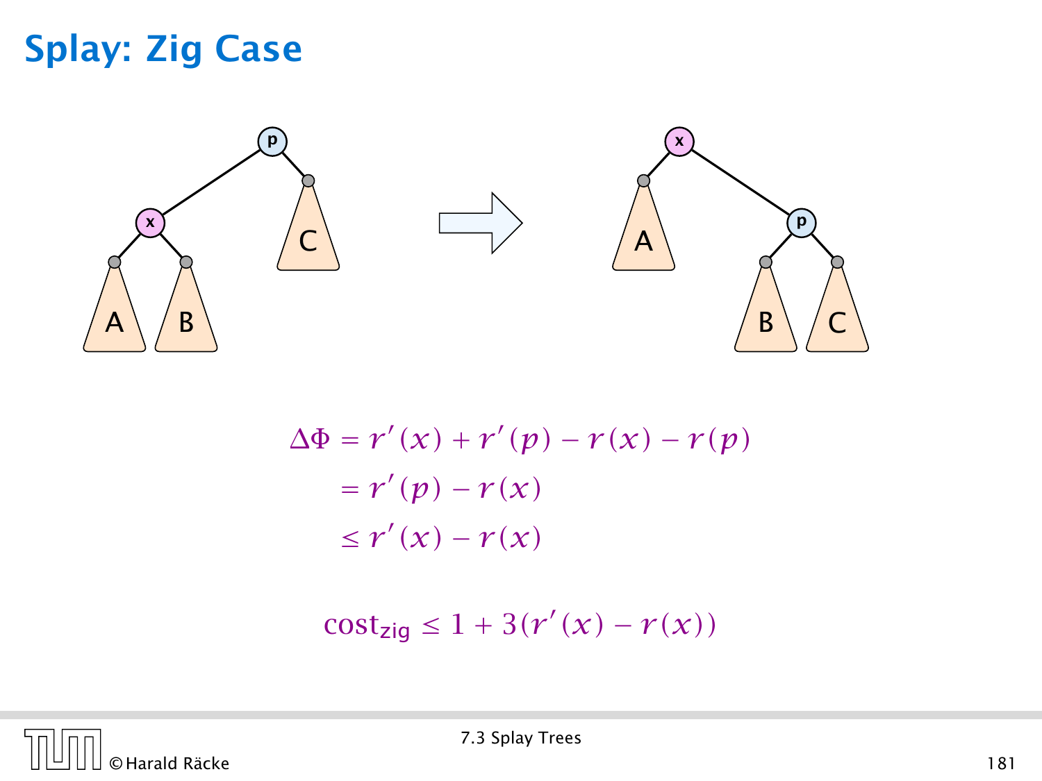# Splay: Zig Case

$$
\begin{aligned}
\Delta\Phi &= r'(x) + r'(p) - r(x) - r(p) \\
&= r'(p) - r(x) \\
&\leq r'(x) - r(x)
\end{aligned}
$$

$$
\text{cost}_{\text{zig}} \leq 1 + 3(r'(x) - r(x))
$$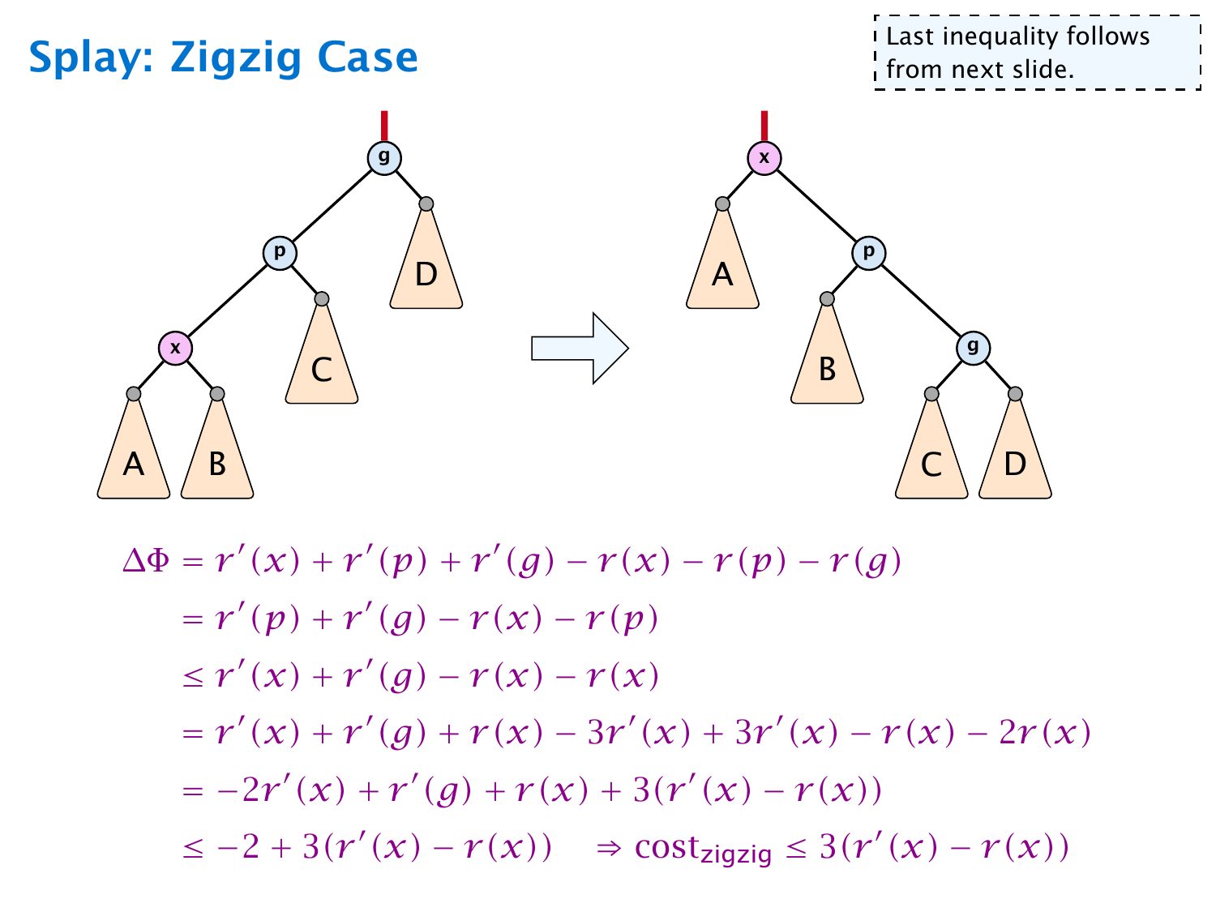# Splay: Zigzig Case

Last inequality follows from next slide.

$$
\begin{aligned}
\Delta\Phi &= r'(x) + r'(p) + r'(g) - r(x) - r(p) - r(g) \\
&= r'(p) + r'(g) - r(x) - r(p) \\
&\le r'(x) + r'(g) - r(x) - r(x) \\
&= r'(x) + r'(g) + r(x) - 3r'(x) + 3r'(x) - r(x) - 2r(x) \\
&= -2r'(x) + r'(g) + r(x) + 3(r'(x) - r(x)) \\
&\le -2 + 3(r'(x) - r(x)) \quad \Rightarrow \text{cost}_{\text{zigzig}} \le 3(r'(x) - r(x))
\end{aligned}
$$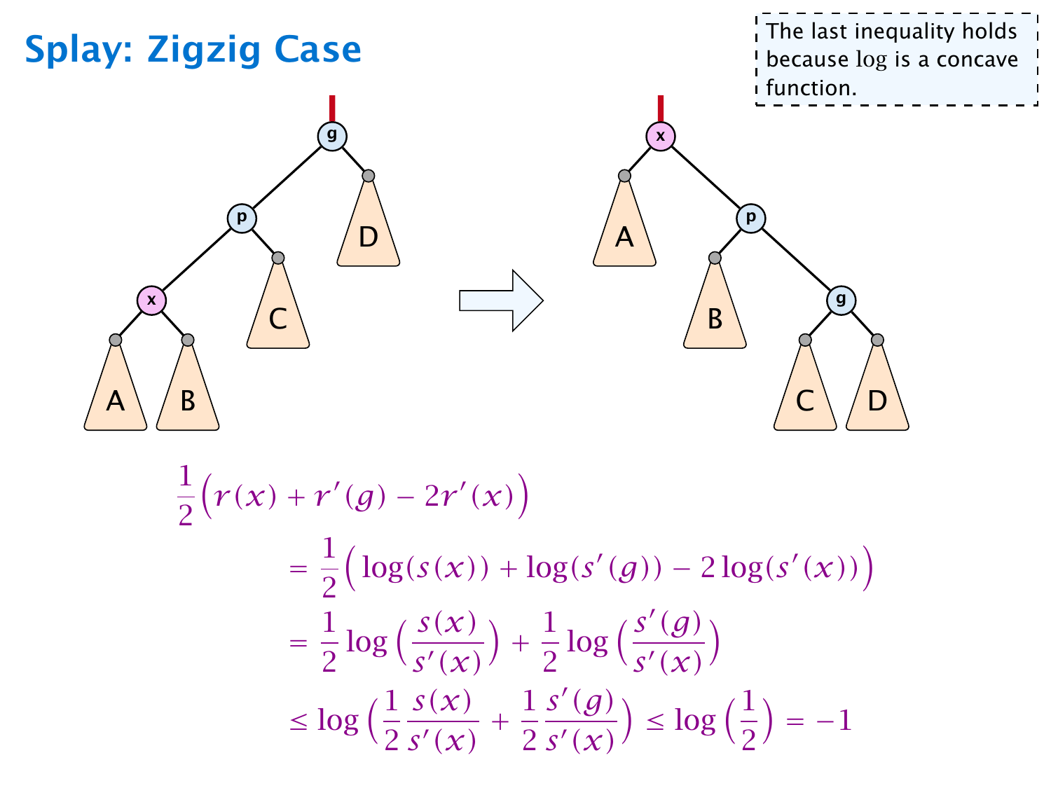# Splay: Zigzig Case

The last inequality holds because $\log$ is a concave function.

$$\frac{1}{2}\Big(r(x) + r'(g) - 2r'(x)\Big)$$

$$= \frac{1}{2}\Big(\log(s(x)) + \log(s'(g)) - 2\log(s'(x))\Big)$$

$$= \frac{1}{2}\log\Big(\frac{s(x)}{s'(x)}\Big) + \frac{1}{2}\log\Big(\frac{s'(g)}{s'(x)}\Big)$$

$$\leq \log\Big(\frac{1}{2}\frac{s(x)}{s'(x)} + \frac{1}{2}\frac{s'(g)}{s'(x)}\Big) \leq \log\Big(\frac{1}{2}\Big) = -1$$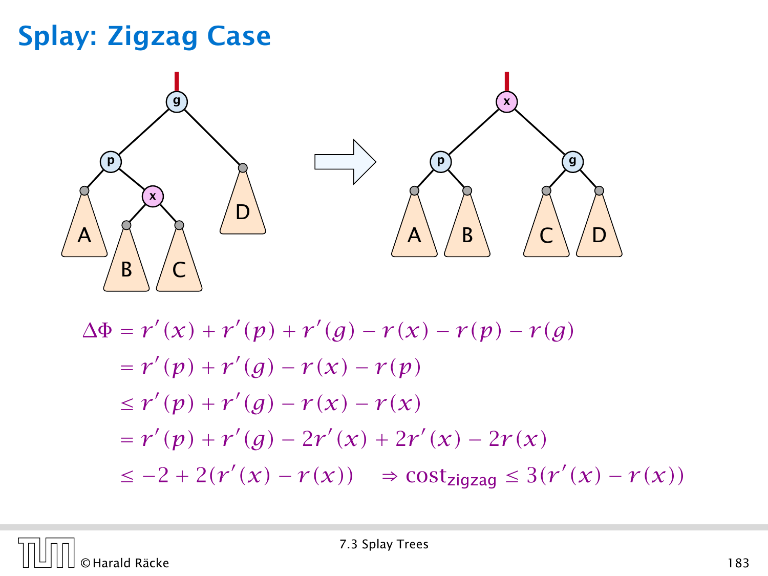# Splay: Zigzag Case

$$\Delta\Phi = r'(x) + r'(p) + r'(g) - r(x) - r(p) - r(g)$$

$$= r'(p) + r'(g) - r(x) - r(p)$$

$$\leq r'(p) + r'(g) - r(x) - r(x)$$

$$= r'(p) + r'(g) - 2r'(x) + 2r'(x) - 2r(x)$$

$$\leq -2 + 2(r'(x) - r(x)) \quad \Rightarrow \text{cost}_{\text{zigzag}} \leq 3(r'(x) - r(x))$$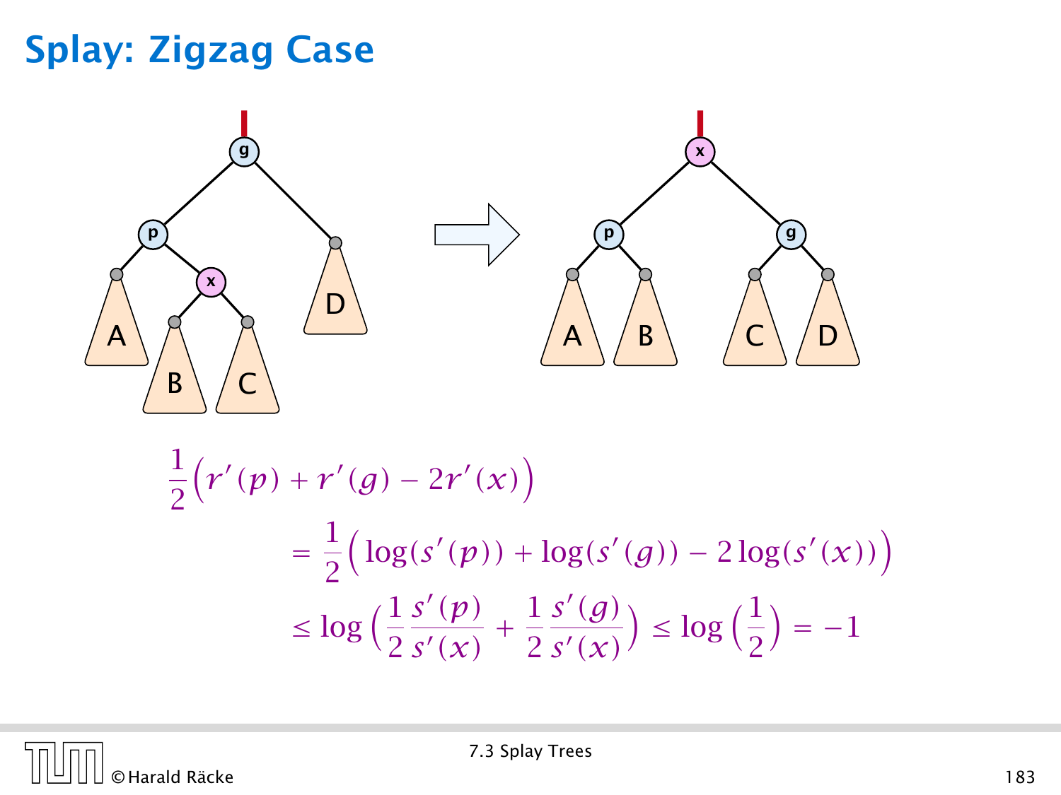# Splay: Zigzag Case

$$\frac{1}{2}\Big(r'(p) + r'(g) - 2r'(x)\Big)$$

$$= \frac{1}{2}\Big(\log(s'(p)) + \log(s'(g)) - 2\log(s'(x))\Big)$$

$$\leq \log\Big(\frac{1}{2}\frac{s'(p)}{s'(x)} + \frac{1}{2}\frac{s'(g)}{s'(x)}\Big) \leq \log\Big(\frac{1}{2}\Big) = -1$$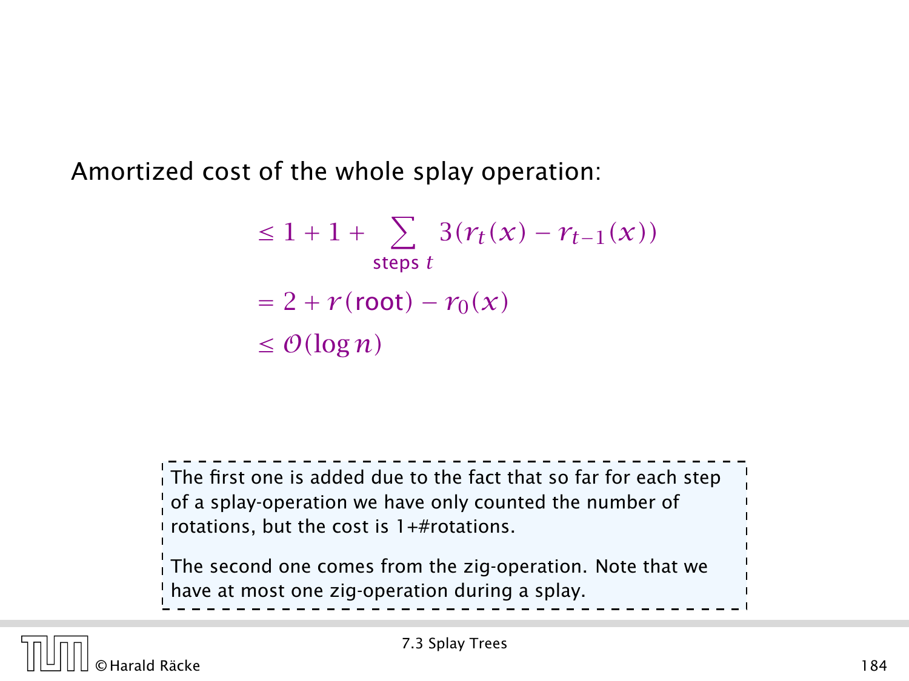Amortized cost of the whole splay operation:

$$
\begin{aligned}
&\leq 1 + 1 + \sum_{\text{steps } t} 3(r_t(x) - r_{t-1}(x)) \\
&= 2 + r(\text{root}) - r_0(x) \\
&\leq \mathcal{O}(\log n)
\end{aligned}
$$

The first one is added due to the fact that so far for each step of a splay-operation we have only counted the number of rotations, but the cost is 1+#rotations.

The second one comes from the zig-operation. Note that we have at most one zig-operation during a splay.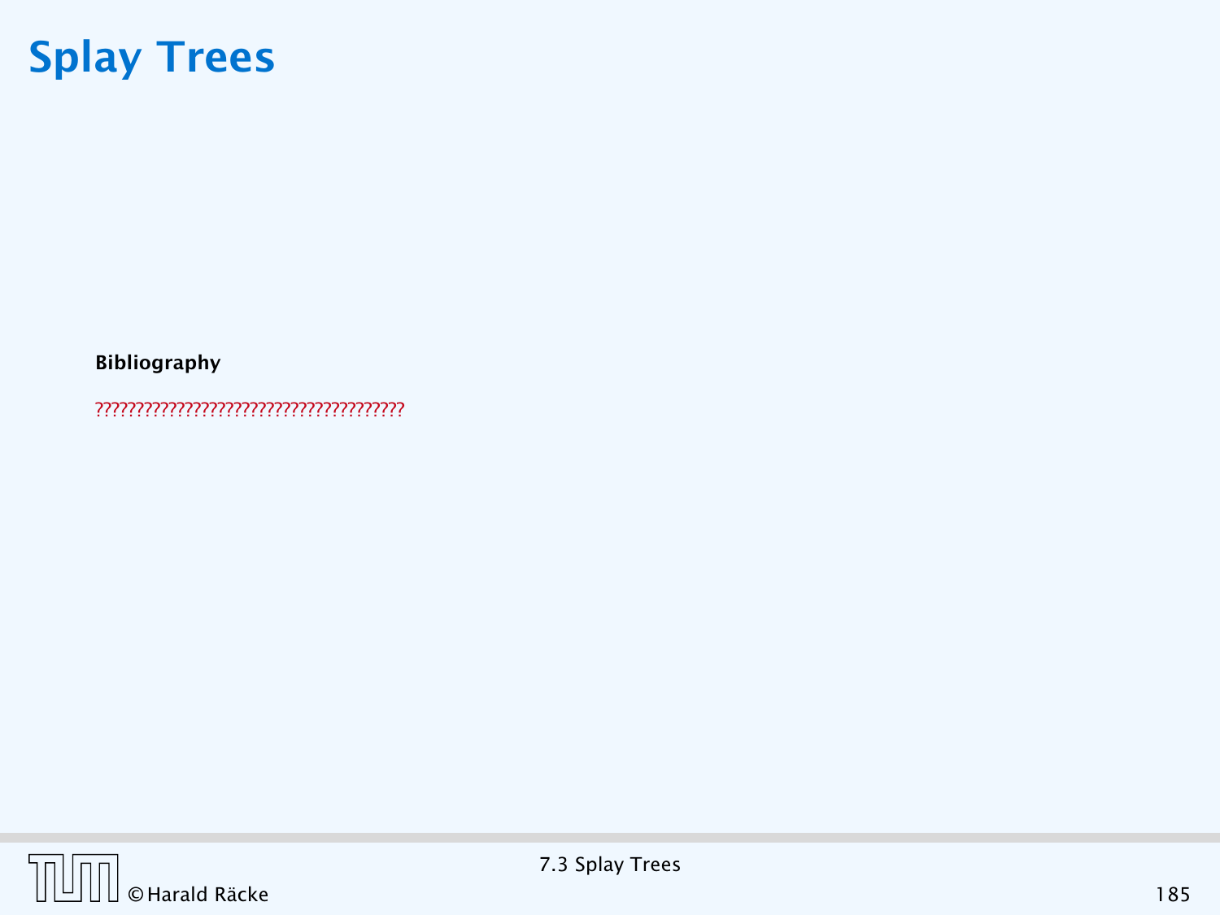# Splay Trees

**Bibliography**

??????????????????????????????????????